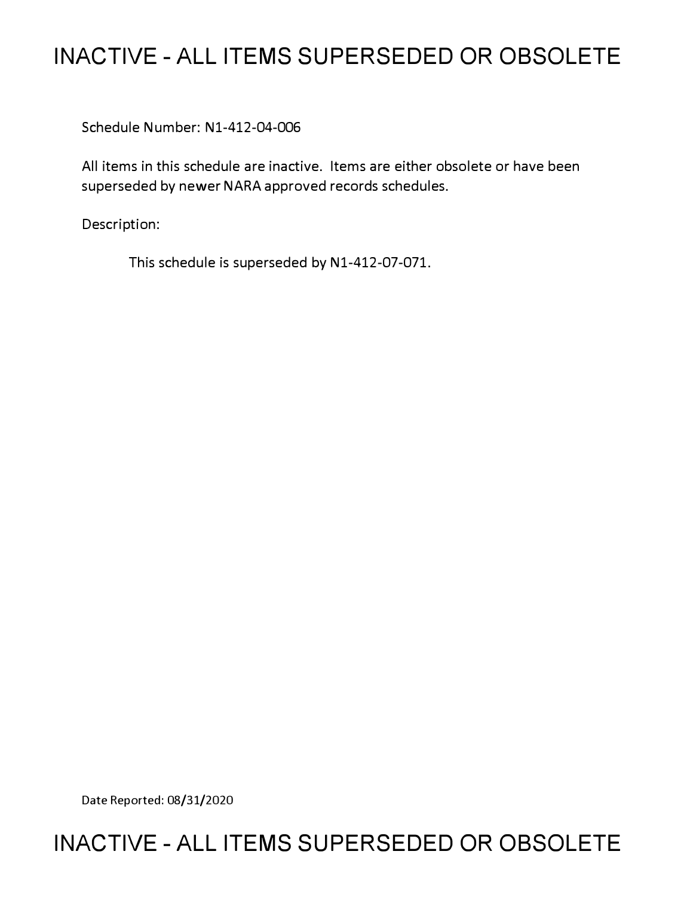# INACTIVE - ALL ITEMS SUPERSEDED OR OBSOLETE

Schedule Number: N1-412-04-006

All items in this schedule are inactive. Items are either obsolete or have been superseded by newer NARA approved records schedules.

Description:

This schedule is superseded by N1-412-07-071.

Date Reported: 08/31/2020

# INACTIVE - ALL ITEMS SUPERSEDED OR OBSOLETE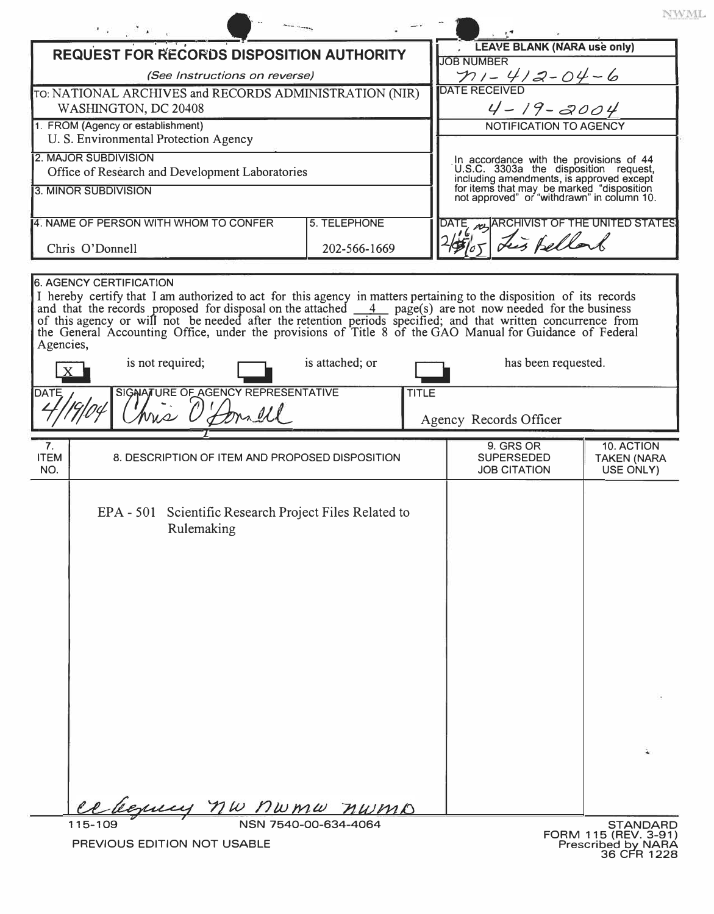NWML

# REQUEST FOR RECORDS DISPOSITION AUTHORITY

*(See Instructions on reverse)*

TO: NATIONAL ARCHIVES and RECORDS ADMINISTRATION (NIR)
WASHINGTON, DC 20408

**LEAVE BLANK (NARA use only)**

JOB NUMBER: N1-412-04-6

DATE RECEIVED: 4-19-2004

NOTIFICATION TO AGENCY

In accordance with the provisions of 44 U.S.C. 3303a the disposition request, including amendments, is approved except for items that may be marked "disposition not approved" or "withdrawn" in column 10.

DATE: 2/16/05 — ARCHIVIST OF THE UNITED STATES: [signature]

1. FROM (Agency or establishment)
U. S. Environmental Protection Agency

2. MAJOR SUBDIVISION
Office of Research and Development Laboratories

3. MINOR SUBDIVISION

| 4. NAME OF PERSON WITH WHOM TO CONFER | 5. TELEPHONE |
| --- | --- |
| Chris O'Donnell | 202-566-1669 |

6. AGENCY CERTIFICATION

I hereby certify that I am authorized to act for this agency in matters pertaining to the disposition of its records and that the records proposed for disposal on the attached 4 page(s) are not now needed for the business of this agency or will not be needed after the retention periods specified; and that written concurrence from the General Accounting Office, under the provisions of Title 8 of the GAO Manual for Guidance of Federal Agencies,

[X] is not required; [ ] is attached; or [ ] has been requested.

| DATE | SIGNATURE OF AGENCY REPRESENTATIVE | TITLE |
| --- | --- | --- |
| 4/19/04 | Chris O'Donnell | Agency Records Officer |

| 7. ITEM NO. | 8. DESCRIPTION OF ITEM AND PROPOSED DISPOSITION | 9. GRS OR SUPERSEDED JOB CITATION | 10. ACTION TAKEN (NARA USE ONLY) |
| --- | --- | --- | --- |
| | EPA - 501 Scientific Research Project Files Related to Rulemaking | | |

cc Agency NW NWMW NWMD

115-109 NSN 7540-00-634-4064

PREVIOUS EDITION NOT USABLE

STANDARD FORM 115 (REV. 3-91)
Prescribed by NARA
36 CFR 1228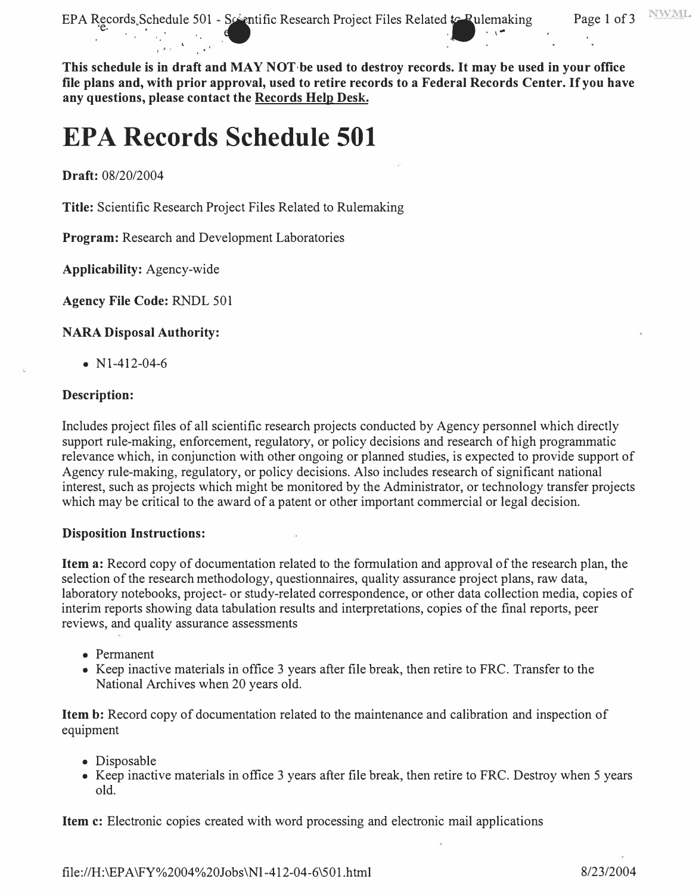**This schedule is in draft and MAY NOT be used to destroy records. It may be used in your office file plans and, with prior approval, used to retire records to a Federal Records Center. If you have any questions, please contact the Records Help Desk.**

# EPA Records Schedule 501

**Draft:** 08/20/2004

**Title:** Scientific Research Project Files Related to Rulemaking

**Program:** Research and Development Laboratories

**Applicability:** Agency-wide

**Agency File Code:** RNDL 501

**NARA Disposal Authority:**

- N1-412-04-6

**Description:**

Includes project files of all scientific research projects conducted by Agency personnel which directly support rule-making, enforcement, regulatory, or policy decisions and research of high programmatic relevance which, in conjunction with other ongoing or planned studies, is expected to provide support of Agency rule-making, regulatory, or policy decisions. Also includes research of significant national interest, such as projects which might be monitored by the Administrator, or technology transfer projects which may be critical to the award of a patent or other important commercial or legal decision.

**Disposition Instructions:**

**Item a:** Record copy of documentation related to the formulation and approval of the research plan, the selection of the research methodology, questionnaires, quality assurance project plans, raw data, laboratory notebooks, project- or study-related correspondence, or other data collection media, copies of interim reports showing data tabulation results and interpretations, copies of the final reports, peer reviews, and quality assurance assessments

- Permanent
- Keep inactive materials in office 3 years after file break, then retire to FRC. Transfer to the National Archives when 20 years old.

**Item b:** Record copy of documentation related to the maintenance and calibration and inspection of equipment

- Disposable
- Keep inactive materials in office 3 years after file break, then retire to FRC. Destroy when 5 years old.

**Item c:** Electronic copies created with word processing and electronic mail applications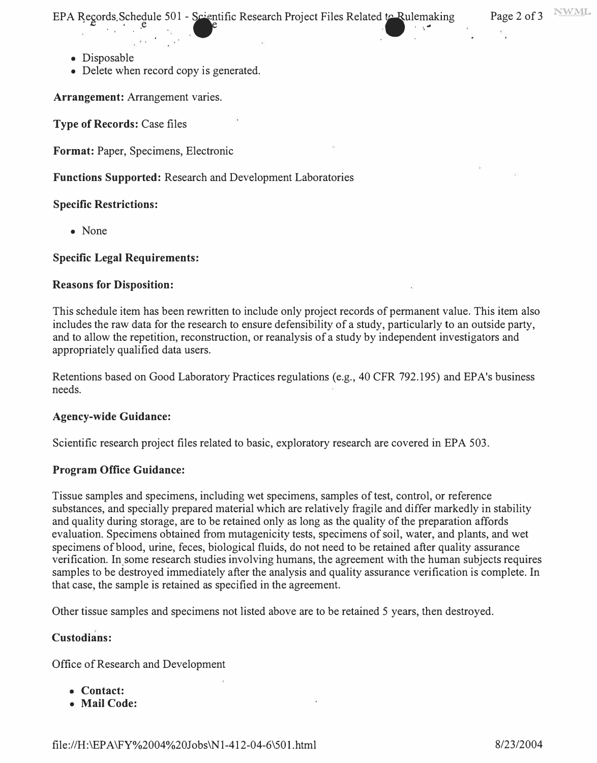- Disposable
- Delete when record copy is generated.

**Arrangement:** Arrangement varies.

**Type of Records:** Case files

**Format:** Paper, Specimens, Electronic

**Functions Supported:** Research and Development Laboratories

**Specific Restrictions:**

- None

**Specific Legal Requirements:**

**Reasons for Disposition:**

This schedule item has been rewritten to include only project records of permanent value. This item also includes the raw data for the research to ensure defensibility of a study, particularly to an outside party, and to allow the repetition, reconstruction, or reanalysis of a study by independent investigators and appropriately qualified data users.

Retentions based on Good Laboratory Practices regulations (e.g., 40 CFR 792.195) and EPA's business needs.

**Agency-wide Guidance:**

Scientific research project files related to basic, exploratory research are covered in EPA 503.

**Program Office Guidance:**

Tissue samples and specimens, including wet specimens, samples of test, control, or reference substances, and specially prepared material which are relatively fragile and differ markedly in stability and quality during storage, are to be retained only as long as the quality of the preparation affords evaluation. Specimens obtained from mutagenicity tests, specimens of soil, water, and plants, and wet specimens of blood, urine, feces, biological fluids, do not need to be retained after quality assurance verification. In some research studies involving humans, the agreement with the human subjects requires samples to be destroyed immediately after the analysis and quality assurance verification is complete. In that case, the sample is retained as specified in the agreement.

Other tissue samples and specimens not listed above are to be retained 5 years, then destroyed.

**Custodians:**

Office of Research and Development

- **Contact:**
- **Mail Code:**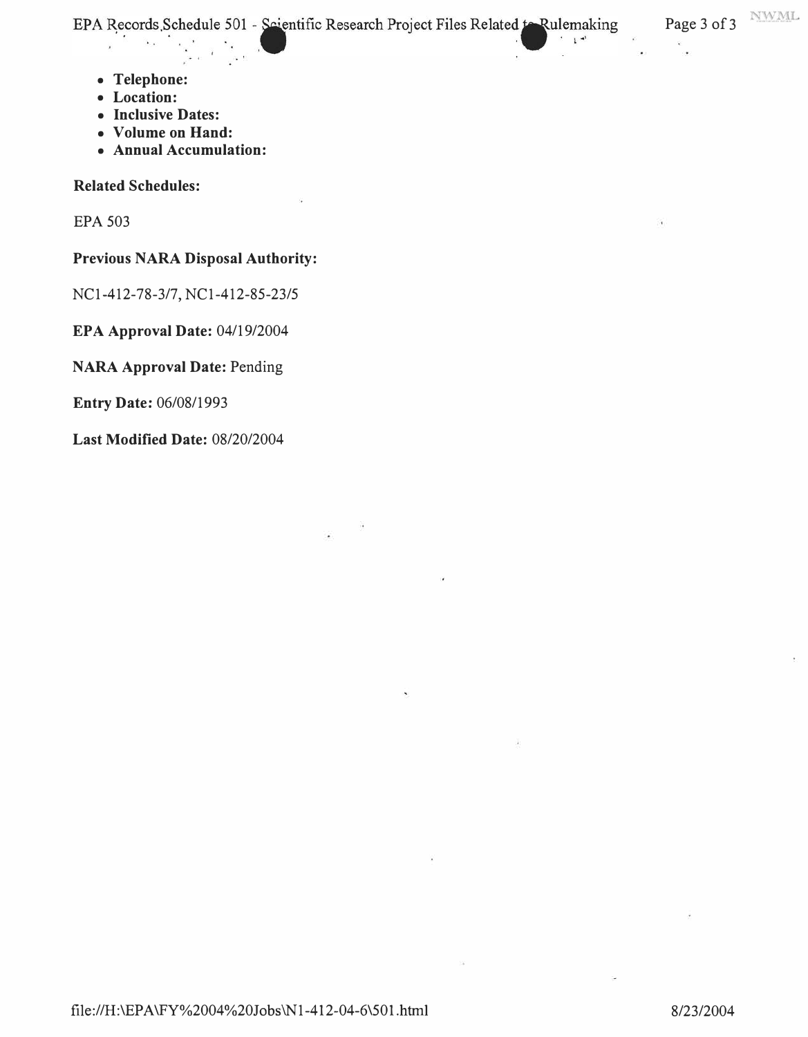- **Telephone:**
- **Location:**
- **Inclusive Dates:**
- **Volume on Hand:**
- **Annual Accumulation:**

**Related Schedules:**

EPA 503

**Previous NARA Disposal Authority:**

NC1-412-78-3/7, NC1-412-85-23/5

**EPA Approval Date:** 04/19/2004

**NARA Approval Date:** Pending

**Entry Date:** 06/08/1993

**Last Modified Date:** 08/20/2004